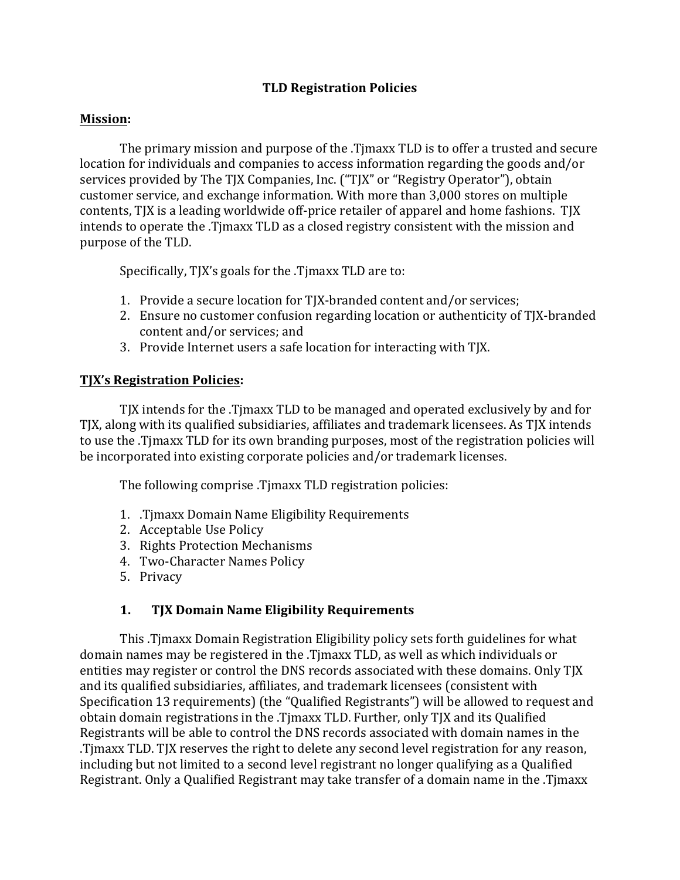# TLD Registration Policies

## Mission:

The primary mission and purpose of the .Tjmaxx TLD is to offer a trusted and secure location for individuals and companies to access information regarding the goods and/or services provided by The TJX Companies, Inc. ("TJX" or "Registry Operator"), obtain customer service, and exchange information. With more than 3,000 stores on multiple contents, TJX is a leading worldwide off-price retailer of apparel and home fashions. TJX intends to operate the .Tjmaxx TLD as a closed registry consistent with the mission and purpose of the TLD.

Specifically, TJX's goals for the .Tjmaxx TLD are to:

1. Provide a secure location for TJX-branded content and/or services;
2. Ensure no customer confusion regarding location or authenticity of TJX-branded content and/or services; and
3. Provide Internet users a safe location for interacting with TJX.

## TJX's Registration Policies:

TJX intends for the .Tjmaxx TLD to be managed and operated exclusively by and for TJX, along with its qualified subsidiaries, affiliates and trademark licensees. As TJX intends to use the .Tjmaxx TLD for its own branding purposes, most of the registration policies will be incorporated into existing corporate policies and/or trademark licenses.

The following comprise .Tjmaxx TLD registration policies:

1. .Tjmaxx Domain Name Eligibility Requirements
2. Acceptable Use Policy
3. Rights Protection Mechanisms
4. Two-Character Names Policy
5. Privacy

### 1. TJX Domain Name Eligibility Requirements

This .Tjmaxx Domain Registration Eligibility policy sets forth guidelines for what domain names may be registered in the .Tjmaxx TLD, as well as which individuals or entities may register or control the DNS records associated with these domains. Only TJX and its qualified subsidiaries, affiliates, and trademark licensees (consistent with Specification 13 requirements) (the "Qualified Registrants") will be allowed to request and obtain domain registrations in the .Tjmaxx TLD. Further, only TJX and its Qualified Registrants will be able to control the DNS records associated with domain names in the .Tjmaxx TLD. TJX reserves the right to delete any second level registration for any reason, including but not limited to a second level registrant no longer qualifying as a Qualified Registrant. Only a Qualified Registrant may take transfer of a domain name in the .Tjmaxx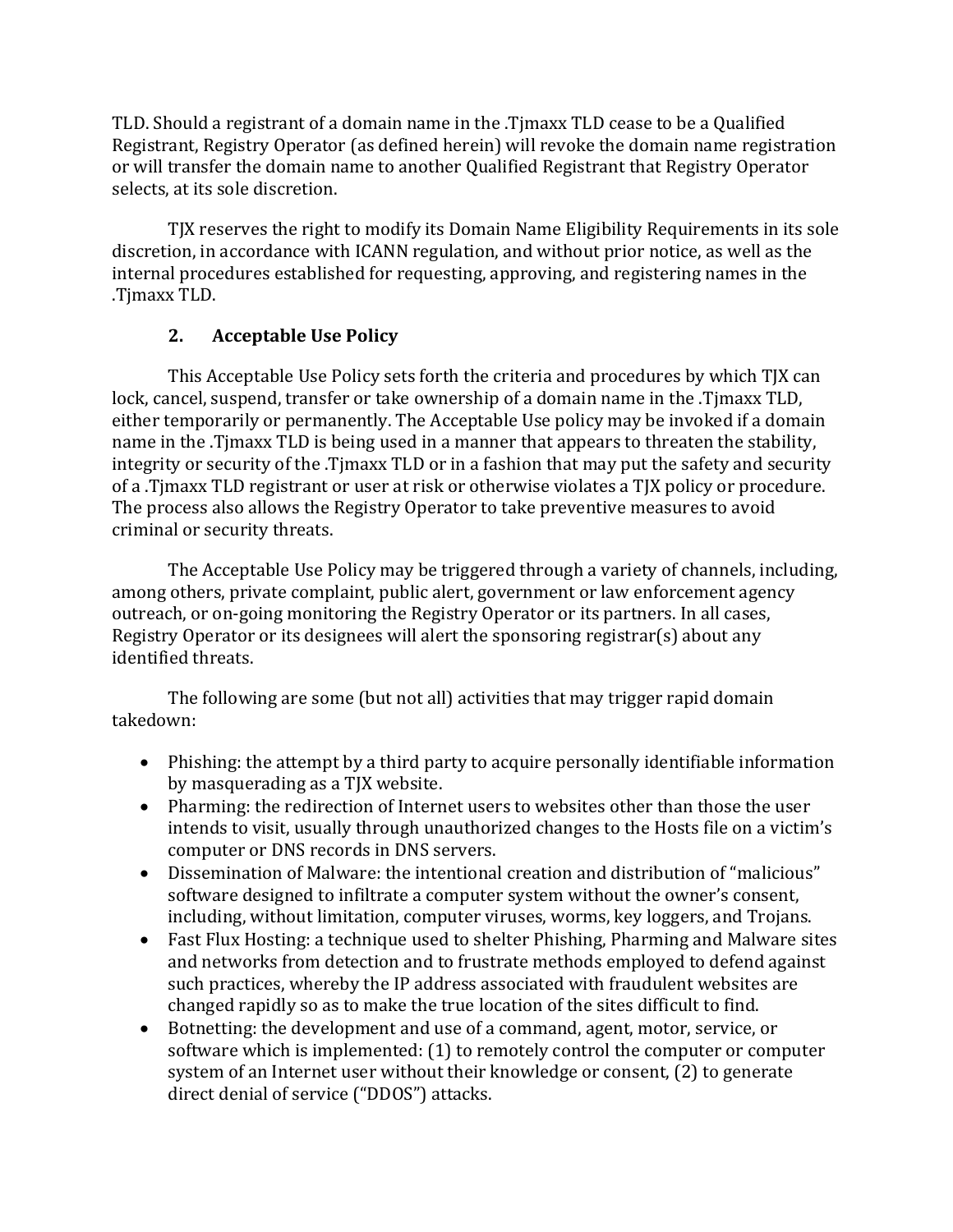TLD. Should a registrant of a domain name in the .Tjmaxx TLD cease to be a Qualified Registrant, Registry Operator (as defined herein) will revoke the domain name registration or will transfer the domain name to another Qualified Registrant that Registry Operator selects, at its sole discretion.

TJX reserves the right to modify its Domain Name Eligibility Requirements in its sole discretion, in accordance with ICANN regulation, and without prior notice, as well as the internal procedures established for requesting, approving, and registering names in the .Tjmaxx TLD.

## 2. Acceptable Use Policy

This Acceptable Use Policy sets forth the criteria and procedures by which TJX can lock, cancel, suspend, transfer or take ownership of a domain name in the .Tjmaxx TLD, either temporarily or permanently. The Acceptable Use policy may be invoked if a domain name in the .Tjmaxx TLD is being used in a manner that appears to threaten the stability, integrity or security of the .Tjmaxx TLD or in a fashion that may put the safety and security of a .Tjmaxx TLD registrant or user at risk or otherwise violates a TJX policy or procedure. The process also allows the Registry Operator to take preventive measures to avoid criminal or security threats.

The Acceptable Use Policy may be triggered through a variety of channels, including, among others, private complaint, public alert, government or law enforcement agency outreach, or on-going monitoring the Registry Operator or its partners. In all cases, Registry Operator or its designees will alert the sponsoring registrar(s) about any identified threats.

The following are some (but not all) activities that may trigger rapid domain takedown:

- Phishing: the attempt by a third party to acquire personally identifiable information by masquerading as a TJX website.
- Pharming: the redirection of Internet users to websites other than those the user intends to visit, usually through unauthorized changes to the Hosts file on a victim's computer or DNS records in DNS servers.
- Dissemination of Malware: the intentional creation and distribution of "malicious" software designed to infiltrate a computer system without the owner's consent, including, without limitation, computer viruses, worms, key loggers, and Trojans.
- Fast Flux Hosting: a technique used to shelter Phishing, Pharming and Malware sites and networks from detection and to frustrate methods employed to defend against such practices, whereby the IP address associated with fraudulent websites are changed rapidly so as to make the true location of the sites difficult to find.
- Botnetting: the development and use of a command, agent, motor, service, or software which is implemented: (1) to remotely control the computer or computer system of an Internet user without their knowledge or consent, (2) to generate direct denial of service ("DDOS") attacks.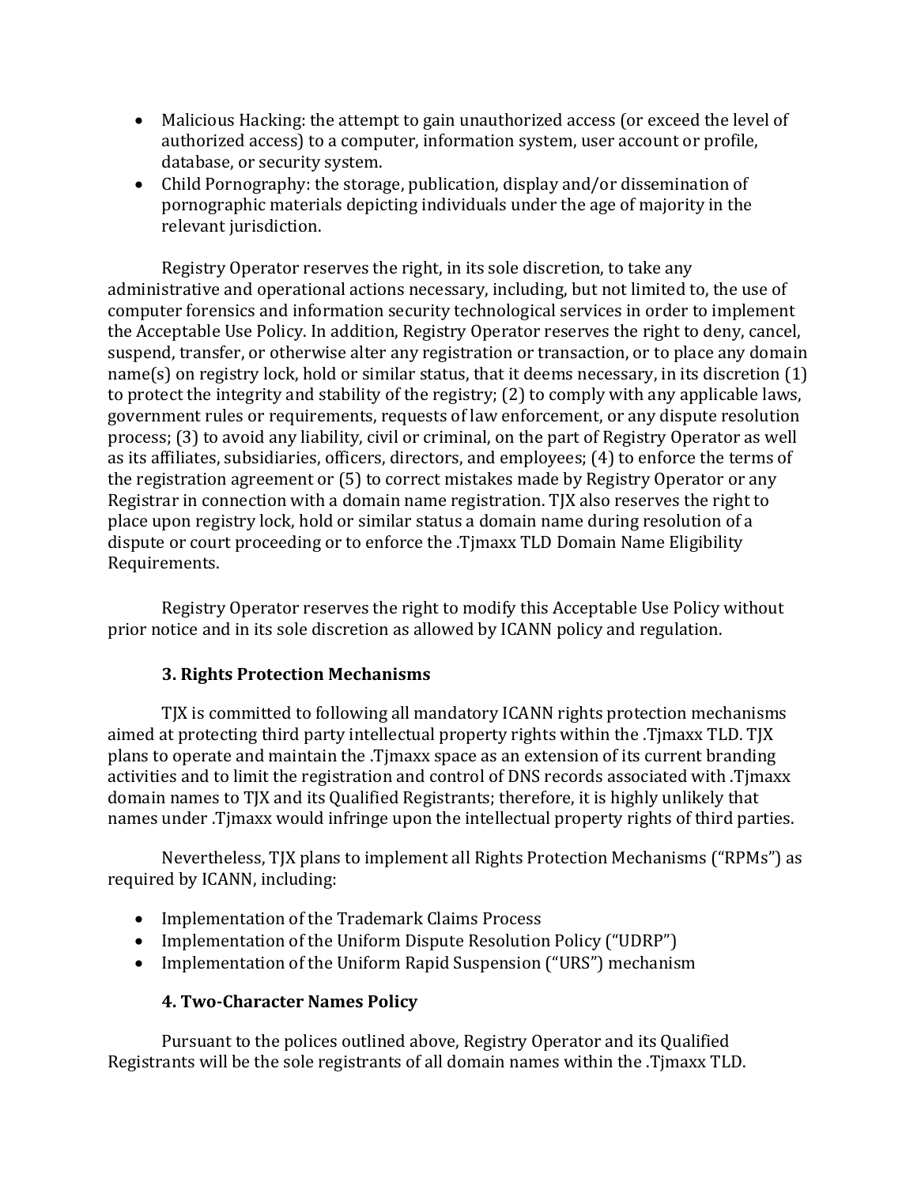- Malicious Hacking: the attempt to gain unauthorized access (or exceed the level of authorized access) to a computer, information system, user account or profile, database, or security system.
- Child Pornography: the storage, publication, display and/or dissemination of pornographic materials depicting individuals under the age of majority in the relevant jurisdiction.

Registry Operator reserves the right, in its sole discretion, to take any administrative and operational actions necessary, including, but not limited to, the use of computer forensics and information security technological services in order to implement the Acceptable Use Policy. In addition, Registry Operator reserves the right to deny, cancel, suspend, transfer, or otherwise alter any registration or transaction, or to place any domain name(s) on registry lock, hold or similar status, that it deems necessary, in its discretion (1) to protect the integrity and stability of the registry; (2) to comply with any applicable laws, government rules or requirements, requests of law enforcement, or any dispute resolution process; (3) to avoid any liability, civil or criminal, on the part of Registry Operator as well as its affiliates, subsidiaries, officers, directors, and employees; (4) to enforce the terms of the registration agreement or (5) to correct mistakes made by Registry Operator or any Registrar in connection with a domain name registration. TJX also reserves the right to place upon registry lock, hold or similar status a domain name during resolution of a dispute or court proceeding or to enforce the .Tjmaxx TLD Domain Name Eligibility Requirements.

Registry Operator reserves the right to modify this Acceptable Use Policy without prior notice and in its sole discretion as allowed by ICANN policy and regulation.

### 3. Rights Protection Mechanisms

TJX is committed to following all mandatory ICANN rights protection mechanisms aimed at protecting third party intellectual property rights within the .Tjmaxx TLD. TJX plans to operate and maintain the .Tjmaxx space as an extension of its current branding activities and to limit the registration and control of DNS records associated with .Tjmaxx domain names to TJX and its Qualified Registrants; therefore, it is highly unlikely that names under .Tjmaxx would infringe upon the intellectual property rights of third parties.

Nevertheless, TJX plans to implement all Rights Protection Mechanisms ("RPMs") as required by ICANN, including:

- Implementation of the Trademark Claims Process
- Implementation of the Uniform Dispute Resolution Policy ("UDRP")
- Implementation of the Uniform Rapid Suspension ("URS") mechanism

### 4. Two-Character Names Policy

Pursuant to the polices outlined above, Registry Operator and its Qualified Registrants will be the sole registrants of all domain names within the .Tjmaxx TLD.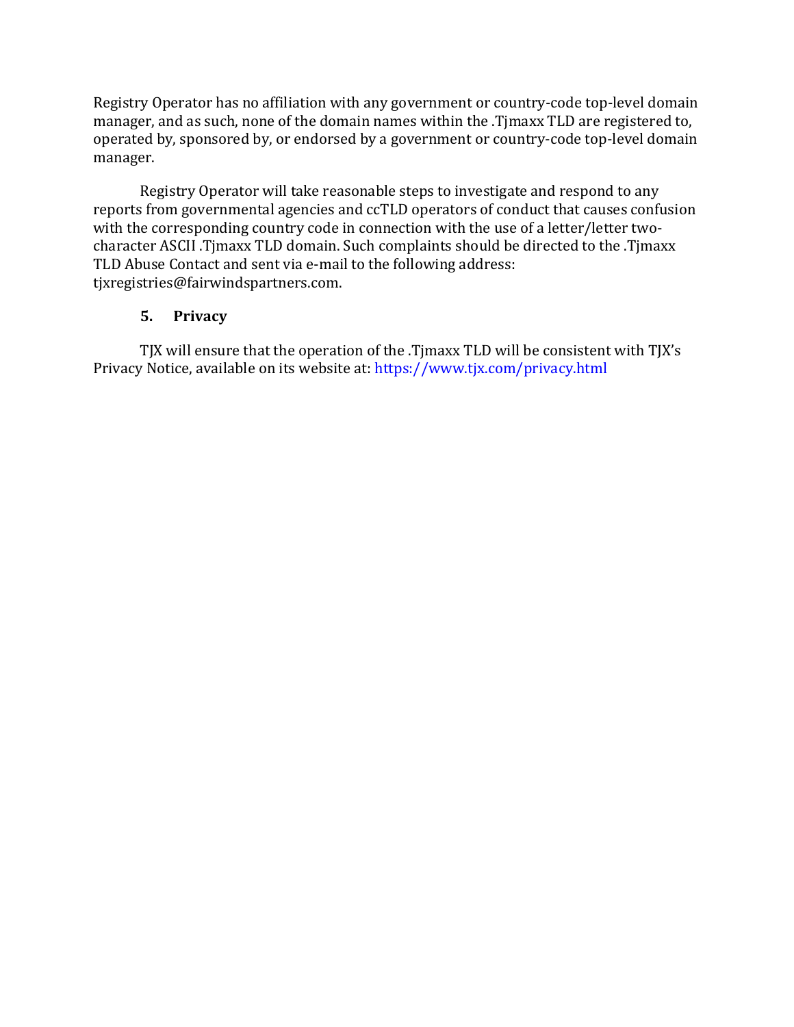Registry Operator has no affiliation with any government or country-code top-level domain manager, and as such, none of the domain names within the .Tjmaxx TLD are registered to, operated by, sponsored by, or endorsed by a government or country-code top-level domain manager.

Registry Operator will take reasonable steps to investigate and respond to any reports from governmental agencies and ccTLD operators of conduct that causes confusion with the corresponding country code in connection with the use of a letter/letter two-character ASCII .Tjmaxx TLD domain. Such complaints should be directed to the .Tjmaxx TLD Abuse Contact and sent via e-mail to the following address: tjxregistries@fairwindspartners.com.

## 5. Privacy

TJX will ensure that the operation of the .Tjmaxx TLD will be consistent with TJX's Privacy Notice, available on its website at: https://www.tjx.com/privacy.html